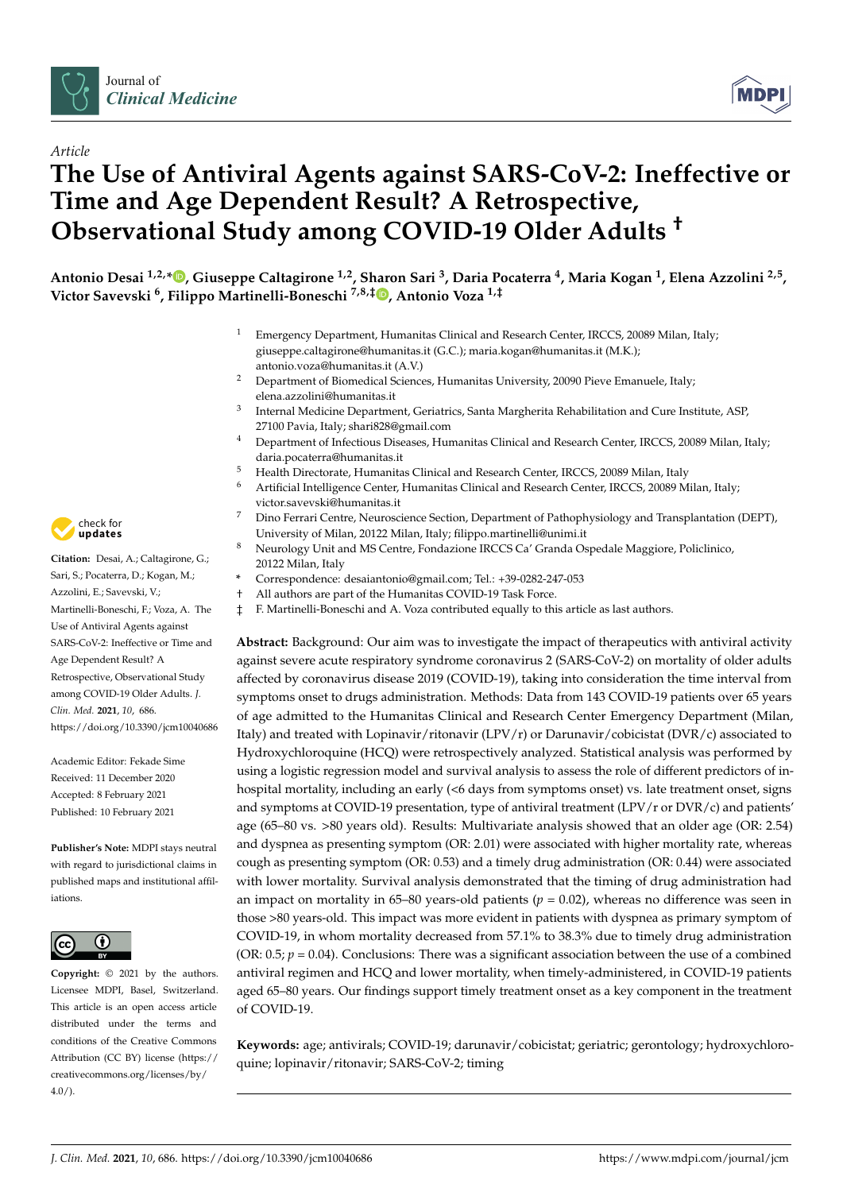Article

# The Use of Antiviral Agents against SARS-CoV-2: Ineffective or Time and Age Dependent Result? A Retrospective, Observational Study among COVID-19 Older Adults †

**Antonio Desai [1,2,*], Giuseppe Caltagirone [1,2], Sharon Sari [3], Daria Pocaterra [4], Maria Kogan [1], Elena Azzolini [2,5], Victor Savevski [6], Filippo Martinelli-Boneschi [7,8,‡], Antonio Voza [1,‡]**

1. Emergency Department, Humanitas Clinical and Research Center, IRCCS, 20089 Milan, Italy; giuseppe.caltagirone@humanitas.it (G.C.); maria.kogan@humanitas.it (M.K.); antonio.voza@humanitas.it (A.V.)
2. Department of Biomedical Sciences, Humanitas University, 20090 Pieve Emanuele, Italy; elena.azzolini@humanitas.it
3. Internal Medicine Department, Geriatrics, Santa Margherita Rehabilitation and Cure Institute, ASP, 27100 Pavia, Italy; shari828@gmail.com
4. Department of Infectious Diseases, Humanitas Clinical and Research Center, IRCCS, 20089 Milan, Italy; daria.pocaterra@humanitas.it
5. Health Directorate, Humanitas Clinical and Research Center, IRCCS, 20089 Milan, Italy
6. Artificial Intelligence Center, Humanitas Clinical and Research Center, IRCCS, 20089 Milan, Italy; victor.savevski@humanitas.it
7. Dino Ferrari Centre, Neuroscience Section, Department of Pathophysiology and Transplantation (DEPT), University of Milan, 20122 Milan, Italy; filippo.martinelli@unimi.it
8. Neurology Unit and MS Centre, Fondazione IRCCS Ca' Granda Ospedale Maggiore, Policlinico, 20122 Milan, Italy

\* Correspondence: desaiantonio@gmail.com; Tel.: +39-0282-247-053

† All authors are part of the Humanitas COVID-19 Task Force.

‡ F. Martinelli-Boneschi and A. Voza contributed equally to this article as last authors.

**Citation:** Desai, A.; Caltagirone, G.; Sari, S.; Pocaterra, D.; Kogan, M.; Azzolini, E.; Savevski, V.; Martinelli-Boneschi, F.; Voza, A. The Use of Antiviral Agents against SARS-CoV-2: Ineffective or Time and Age Dependent Result? A Retrospective, Observational Study among COVID-19 Older Adults. *J. Clin. Med.* **2021**, *10*, 686. https://doi.org/10.3390/jcm10040686

Academic Editor: Fekade Sime

Received: 11 December 2020
Accepted: 8 February 2021
Published: 10 February 2021

**Publisher's Note:** MDPI stays neutral with regard to jurisdictional claims in published maps and institutional affiliations.

**Copyright:** © 2021 by the authors. Licensee MDPI, Basel, Switzerland. This article is an open access article distributed under the terms and conditions of the Creative Commons Attribution (CC BY) license (https://creativecommons.org/licenses/by/4.0/).

**Abstract:** Background: Our aim was to investigate the impact of therapeutics with antiviral activity against severe acute respiratory syndrome coronavirus 2 (SARS-CoV-2) on mortality of older adults affected by coronavirus disease 2019 (COVID-19), taking into consideration the time interval from symptoms onset to drugs administration. Methods: Data from 143 COVID-19 patients over 65 years of age admitted to the Humanitas Clinical and Research Center Emergency Department (Milan, Italy) and treated with Lopinavir/ritonavir (LPV/r) or Darunavir/cobicistat (DVR/c) associated to Hydroxychloroquine (HCQ) were retrospectively analyzed. Statistical analysis was performed by using a logistic regression model and survival analysis to assess the role of different predictors of in-hospital mortality, including an early (<6 days from symptoms onset) vs. late treatment onset, signs and symptoms at COVID-19 presentation, type of antiviral treatment (LPV/r or DVR/c) and patients' age (65–80 vs. >80 years old). Results: Multivariate analysis showed that an older age (OR: 2.54) and dyspnea as presenting symptom (OR: 2.01) were associated with higher mortality rate, whereas cough as presenting symptom (OR: 0.53) and a timely drug administration (OR: 0.44) were associated with lower mortality. Survival analysis demonstrated that the timing of drug administration had an impact on mortality in 65–80 years-old patients ($p = 0.02$), whereas no difference was seen in those >80 years-old. This impact was more evident in patients with dyspnea as primary symptom of COVID-19, in whom mortality decreased from 57.1% to 38.3% due to timely drug administration (OR: 0.5; $p = 0.04$). Conclusions: There was a significant association between the use of a combined antiviral regimen and HCQ and lower mortality, when timely-administered, in COVID-19 patients aged 65–80 years. Our findings support timely treatment onset as a key component in the treatment of COVID-19.

**Keywords:** age; antivirals; COVID-19; darunavir/cobicistat; geriatric; gerontology; hydroxychloroquine; lopinavir/ritonavir; SARS-CoV-2; timing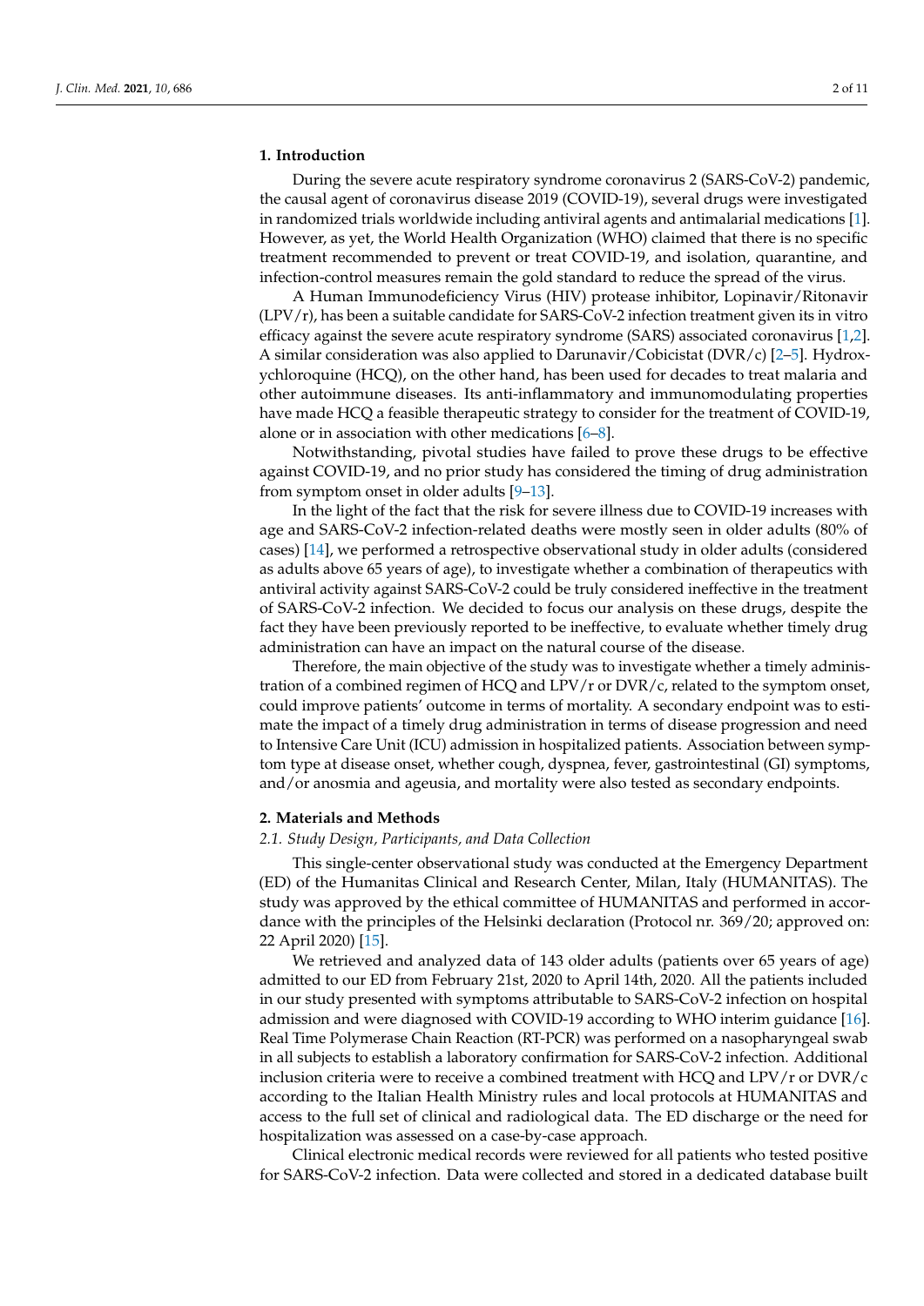## 1. Introduction

During the severe acute respiratory syndrome coronavirus 2 (SARS-CoV-2) pandemic, the causal agent of coronavirus disease 2019 (COVID-19), several drugs were investigated in randomized trials worldwide including antiviral agents and antimalarial medications [1]. However, as yet, the World Health Organization (WHO) claimed that there is no specific treatment recommended to prevent or treat COVID-19, and isolation, quarantine, and infection-control measures remain the gold standard to reduce the spread of the virus.

A Human Immunodeficiency Virus (HIV) protease inhibitor, Lopinavir/Ritonavir (LPV/r), has been a suitable candidate for SARS-CoV-2 infection treatment given its in vitro efficacy against the severe acute respiratory syndrome (SARS) associated coronavirus [1,2]. A similar consideration was also applied to Darunavir/Cobicistat (DVR/c) [2–5]. Hydroxychloroquine (HCQ), on the other hand, has been used for decades to treat malaria and other autoimmune diseases. Its anti-inflammatory and immunomodulating properties have made HCQ a feasible therapeutic strategy to consider for the treatment of COVID-19, alone or in association with other medications [6–8].

Notwithstanding, pivotal studies have failed to prove these drugs to be effective against COVID-19, and no prior study has considered the timing of drug administration from symptom onset in older adults [9–13].

In the light of the fact that the risk for severe illness due to COVID-19 increases with age and SARS-CoV-2 infection-related deaths were mostly seen in older adults (80% of cases) [14], we performed a retrospective observational study in older adults (considered as adults above 65 years of age), to investigate whether a combination of therapeutics with antiviral activity against SARS-CoV-2 could be truly considered ineffective in the treatment of SARS-CoV-2 infection. We decided to focus our analysis on these drugs, despite the fact they have been previously reported to be ineffective, to evaluate whether timely drug administration can have an impact on the natural course of the disease.

Therefore, the main objective of the study was to investigate whether a timely administration of a combined regimen of HCQ and LPV/r or DVR/c, related to the symptom onset, could improve patients' outcome in terms of mortality. A secondary endpoint was to estimate the impact of a timely drug administration in terms of disease progression and need to Intensive Care Unit (ICU) admission in hospitalized patients. Association between symptom type at disease onset, whether cough, dyspnea, fever, gastrointestinal (GI) symptoms, and/or anosmia and ageusia, and mortality were also tested as secondary endpoints.

## 2. Materials and Methods

### *2.1. Study Design, Participants, and Data Collection*

This single-center observational study was conducted at the Emergency Department (ED) of the Humanitas Clinical and Research Center, Milan, Italy (HUMANITAS). The study was approved by the ethical committee of HUMANITAS and performed in accordance with the principles of the Helsinki declaration (Protocol nr. 369/20; approved on: 22 April 2020) [15].

We retrieved and analyzed data of 143 older adults (patients over 65 years of age) admitted to our ED from February 21st, 2020 to April 14th, 2020. All the patients included in our study presented with symptoms attributable to SARS-CoV-2 infection on hospital admission and were diagnosed with COVID-19 according to WHO interim guidance [16]. Real Time Polymerase Chain Reaction (RT-PCR) was performed on a nasopharyngeal swab in all subjects to establish a laboratory confirmation for SARS-CoV-2 infection. Additional inclusion criteria were to receive a combined treatment with HCQ and LPV/r or DVR/c according to the Italian Health Ministry rules and local protocols at HUMANITAS and access to the full set of clinical and radiological data. The ED discharge or the need for hospitalization was assessed on a case-by-case approach.

Clinical electronic medical records were reviewed for all patients who tested positive for SARS-CoV-2 infection. Data were collected and stored in a dedicated database built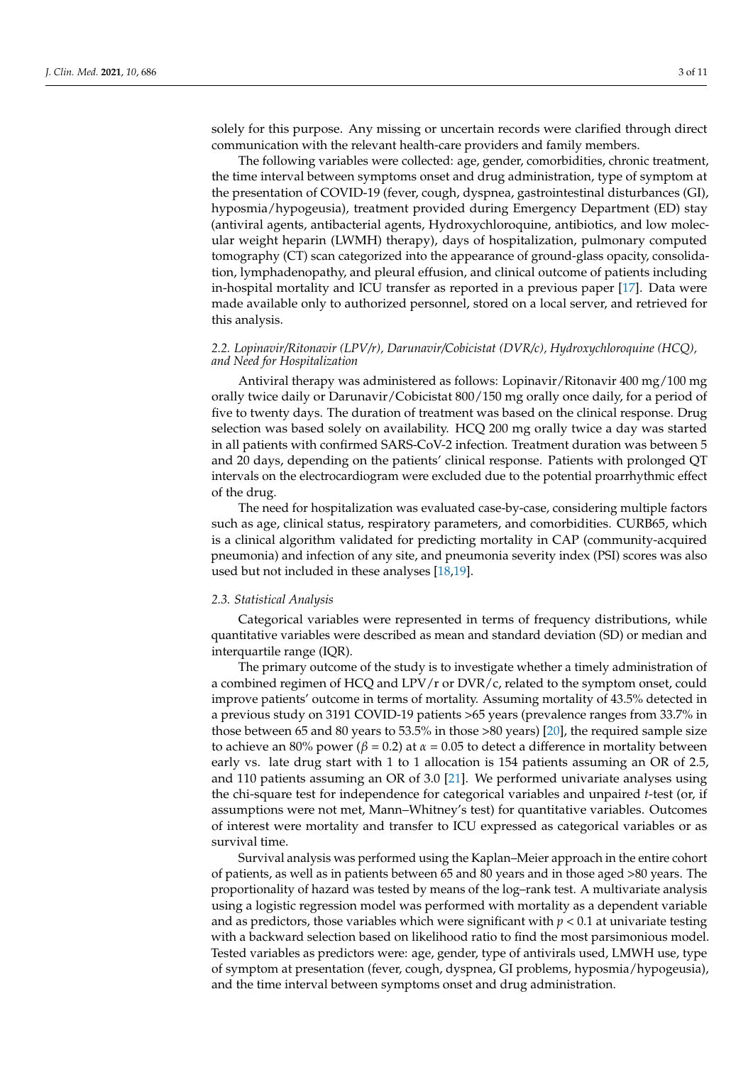solely for this purpose. Any missing or uncertain records were clarified through direct communication with the relevant health-care providers and family members.

The following variables were collected: age, gender, comorbidities, chronic treatment, the time interval between symptoms onset and drug administration, type of symptom at the presentation of COVID-19 (fever, cough, dyspnea, gastrointestinal disturbances (GI), hyposmia/hypogeusia), treatment provided during Emergency Department (ED) stay (antiviral agents, antibacterial agents, Hydroxychloroquine, antibiotics, and low molecular weight heparin (LWMH) therapy), days of hospitalization, pulmonary computed tomography (CT) scan categorized into the appearance of ground-glass opacity, consolidation, lymphadenopathy, and pleural effusion, and clinical outcome of patients including in-hospital mortality and ICU transfer as reported in a previous paper [17]. Data were made available only to authorized personnel, stored on a local server, and retrieved for this analysis.

### *2.2. Lopinavir/Ritonavir (LPV/r), Darunavir/Cobicistat (DVR/c), Hydroxychloroquine (HCQ), and Need for Hospitalization*

Antiviral therapy was administered as follows: Lopinavir/Ritonavir 400 mg/100 mg orally twice daily or Darunavir/Cobicistat 800/150 mg orally once daily, for a period of five to twenty days. The duration of treatment was based on the clinical response. Drug selection was based solely on availability. HCQ 200 mg orally twice a day was started in all patients with confirmed SARS-CoV-2 infection. Treatment duration was between 5 and 20 days, depending on the patients' clinical response. Patients with prolonged QT intervals on the electrocardiogram were excluded due to the potential proarrhythmic effect of the drug.

The need for hospitalization was evaluated case-by-case, considering multiple factors such as age, clinical status, respiratory parameters, and comorbidities. CURB65, which is a clinical algorithm validated for predicting mortality in CAP (community-acquired pneumonia) and infection of any site, and pneumonia severity index (PSI) scores was also used but not included in these analyses [18,19].

### *2.3. Statistical Analysis*

Categorical variables were represented in terms of frequency distributions, while quantitative variables were described as mean and standard deviation (SD) or median and interquartile range (IQR).

The primary outcome of the study is to investigate whether a timely administration of a combined regimen of HCQ and LPV/r or DVR/c, related to the symptom onset, could improve patients' outcome in terms of mortality. Assuming mortality of 43.5% detected in a previous study on 3191 COVID-19 patients >65 years (prevalence ranges from 33.7% in those between 65 and 80 years to 53.5% in those >80 years) [20], the required sample size to achieve an 80% power ($\beta = 0.2$) at $\alpha = 0.05$ to detect a difference in mortality between early vs. late drug start with 1 to 1 allocation is 154 patients assuming an OR of 2.5, and 110 patients assuming an OR of 3.0 [21]. We performed univariate analyses using the chi-square test for independence for categorical variables and unpaired *t*-test (or, if assumptions were not met, Mann–Whitney's test) for quantitative variables. Outcomes of interest were mortality and transfer to ICU expressed as categorical variables or as survival time.

Survival analysis was performed using the Kaplan–Meier approach in the entire cohort of patients, as well as in patients between 65 and 80 years and in those aged >80 years. The proportionality of hazard was tested by means of the log–rank test. A multivariate analysis using a logistic regression model was performed with mortality as a dependent variable and as predictors, those variables which were significant with $p < 0.1$ at univariate testing with a backward selection based on likelihood ratio to find the most parsimonious model. Tested variables as predictors were: age, gender, type of antivirals used, LMWH use, type of symptom at presentation (fever, cough, dyspnea, GI problems, hyposmia/hypogeusia), and the time interval between symptoms onset and drug administration.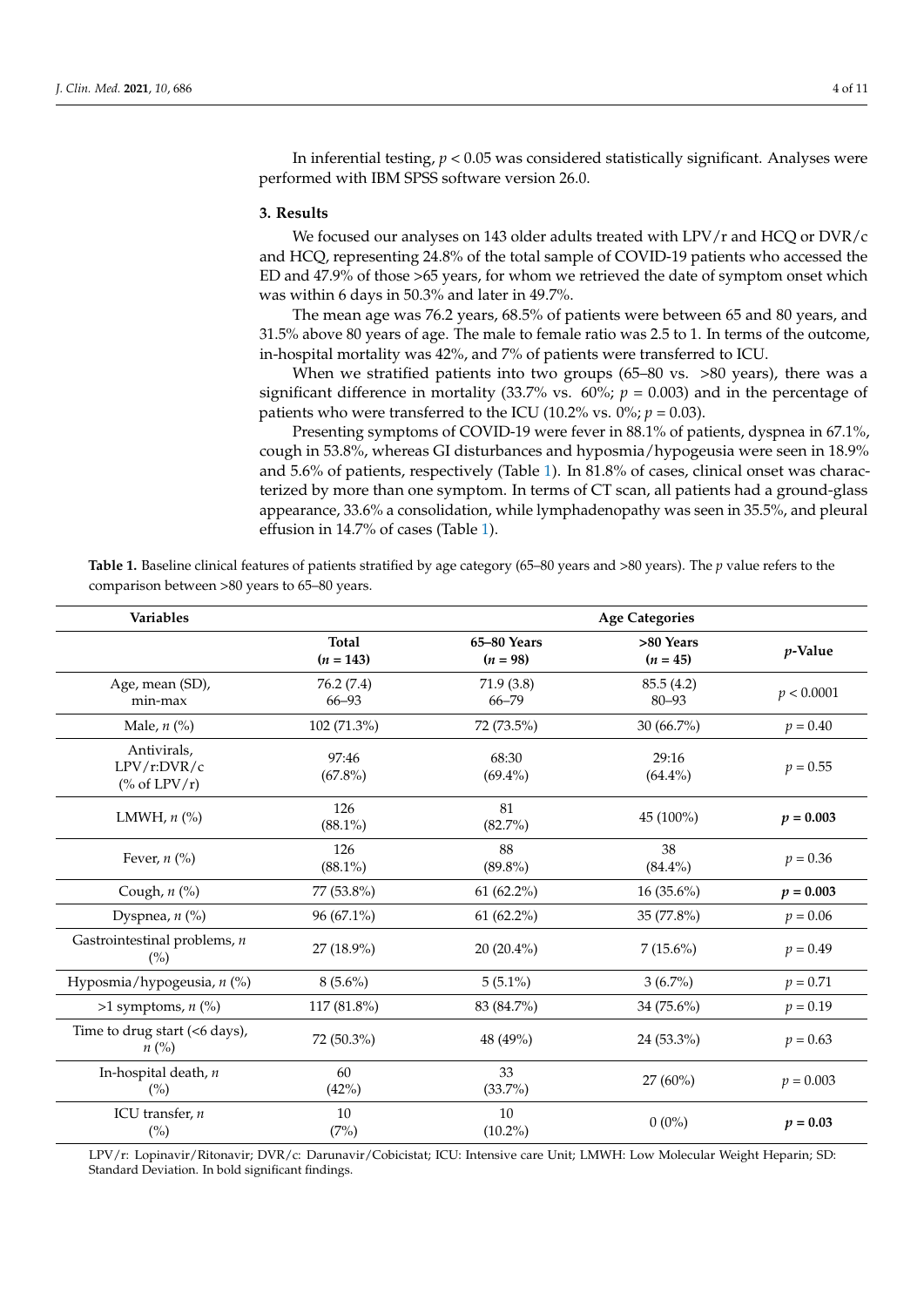In inferential testing, $p < 0.05$ was considered statistically significant. Analyses were performed with IBM SPSS software version 26.0.

## 3. Results

We focused our analyses on 143 older adults treated with LPV/r and HCQ or DVR/c and HCQ, representing 24.8% of the total sample of COVID-19 patients who accessed the ED and 47.9% of those >65 years, for whom we retrieved the date of symptom onset which was within 6 days in 50.3% and later in 49.7%.

The mean age was 76.2 years, 68.5% of patients were between 65 and 80 years, and 31.5% above 80 years of age. The male to female ratio was 2.5 to 1. In terms of the outcome, in-hospital mortality was 42%, and 7% of patients were transferred to ICU.

When we stratified patients into two groups (65–80 vs. >80 years), there was a significant difference in mortality (33.7% vs. 60%; $p = 0.003$) and in the percentage of patients who were transferred to the ICU (10.2% vs. 0%; $p = 0.03$).

Presenting symptoms of COVID-19 were fever in 88.1% of patients, dyspnea in 67.1%, cough in 53.8%, whereas GI disturbances and hyposmia/hypogeusia were seen in 18.9% and 5.6% of patients, respectively (Table 1). In 81.8% of cases, clinical onset was characterized by more than one symptom. In terms of CT scan, all patients had a ground-glass appearance, 33.6% a consolidation, while lymphadenopathy was seen in 35.5%, and pleural effusion in 14.7% of cases (Table 1).

**Table 1.** Baseline clinical features of patients stratified by age category (65–80 years and >80 years). The *p* value refers to the comparison between >80 years to 65–80 years.

| Variables | | Age Categories | | |
|---|---|---|---|---|
| | **Total ($n$ = 143)** | **65–80 Years ($n$ = 98)** | **>80 Years ($n$ = 45)** | ***p*-Value** |
| Age, mean (SD), min-max | 76.2 (7.4) 66–93 | 71.9 (3.8) 66–79 | 85.5 (4.2) 80–93 | $p < 0.0001$ |
| Male, *n* (%) | 102 (71.3%) | 72 (73.5%) | 30 (66.7%) | $p = 0.40$ |
| Antivirals, LPV/r:DVR/c (% of LPV/r) | 97:46 (67.8%) | 68:30 (69.4%) | 29:16 (64.4%) | $p = 0.55$ |
| LMWH, *n* (%) | 126 (88.1%) | 81 (82.7%) | 45 (100%) | $\mathbf{p = 0.003}$ |
| Fever, *n* (%) | 126 (88.1%) | 88 (89.8%) | 38 (84.4%) | $p = 0.36$ |
| Cough, *n* (%) | 77 (53.8%) | 61 (62.2%) | 16 (35.6%) | $\mathbf{p = 0.003}$ |
| Dyspnea, *n* (%) | 96 (67.1%) | 61 (62.2%) | 35 (77.8%) | $p = 0.06$ |
| Gastrointestinal problems, *n* (%) | 27 (18.9%) | 20 (20.4%) | 7 (15.6%) | $p = 0.49$ |
| Hyposmia/hypogeusia, *n* (%) | 8 (5.6%) | 5 (5.1%) | 3 (6.7%) | $p = 0.71$ |
| >1 symptoms, *n* (%) | 117 (81.8%) | 83 (84.7%) | 34 (75.6%) | $p = 0.19$ |
| Time to drug start (<6 days), *n* (%) | 72 (50.3%) | 48 (49%) | 24 (53.3%) | $p = 0.63$ |
| In-hospital death, *n* (%) | 60 (42%) | 33 (33.7%) | 27 (60%) | $p = 0.003$ |
| ICU transfer, *n* (%) | 10 (7%) | 10 (10.2%) | 0 (0%) | $\mathbf{p = 0.03}$ |

LPV/r: Lopinavir/Ritonavir; DVR/c: Darunavir/Cobicistat; ICU: Intensive care Unit; LMWH: Low Molecular Weight Heparin; SD: Standard Deviation. In bold significant findings.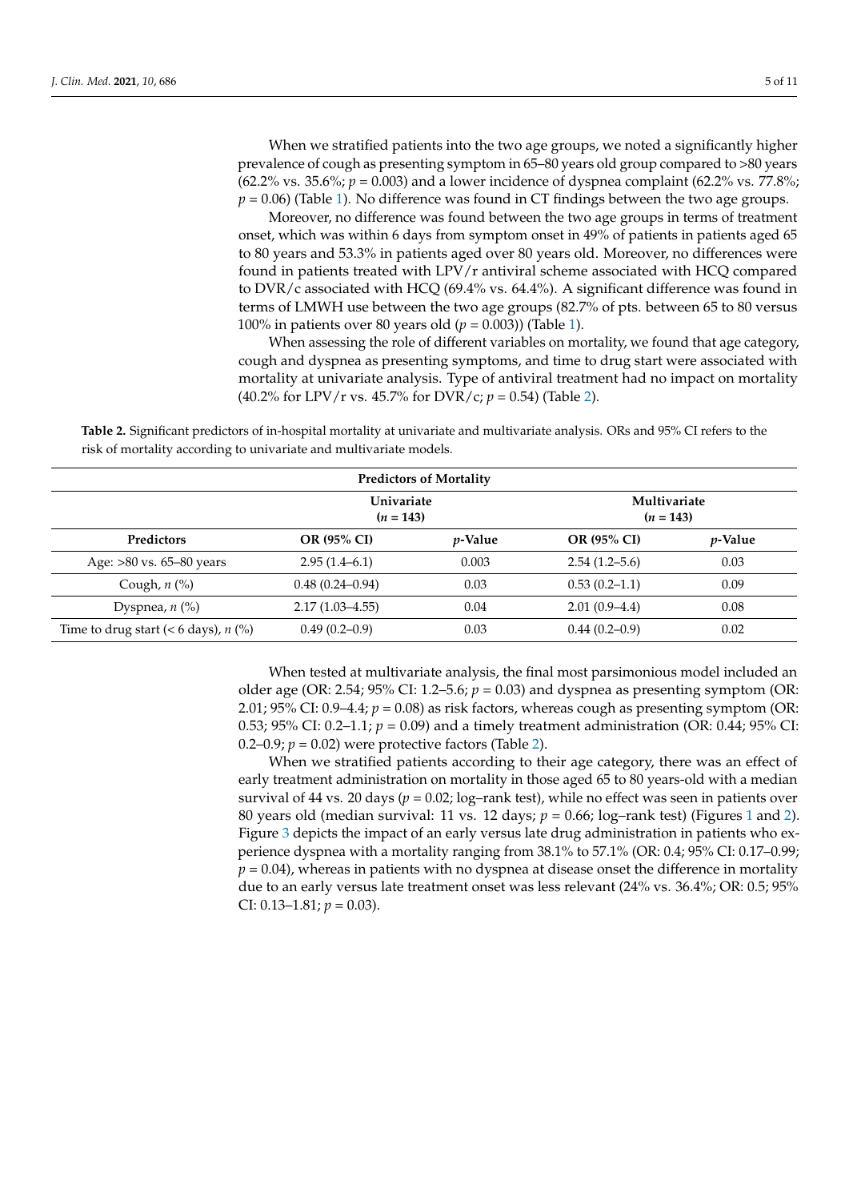When we stratified patients into the two age groups, we noted a significantly higher prevalence of cough as presenting symptom in 65–80 years old group compared to >80 years (62.2% vs. 35.6%; $p = 0.003$) and a lower incidence of dyspnea complaint (62.2% vs. 77.8%; $p = 0.06$) (Table 1). No difference was found in CT findings between the two age groups.

Moreover, no difference was found between the two age groups in terms of treatment onset, which was within 6 days from symptom onset in 49% of patients in patients aged 65 to 80 years and 53.3% in patients aged over 80 years old. Moreover, no differences were found in patients treated with LPV/r antiviral scheme associated with HCQ compared to DVR/c associated with HCQ (69.4% vs. 64.4%). A significant difference was found in terms of LMWH use between the two age groups (82.7% of pts. between 65 to 80 versus 100% in patients over 80 years old ($p = 0.003$)) (Table 1).

When assessing the role of different variables on mortality, we found that age category, cough and dyspnea as presenting symptoms, and time to drug start were associated with mortality at univariate analysis. Type of antiviral treatment had no impact on mortality (40.2% for LPV/r vs. 45.7% for DVR/c; $p = 0.54$) (Table 2).

**Table 2.** Significant predictors of in-hospital mortality at univariate and multivariate analysis. ORs and 95% CI refers to the risk of mortality according to univariate and multivariate models.

| **Predictors of Mortality** | | | | |
|---|---|---|---|---|
| | **Univariate ($n = 143$)** | | **Multivariate ($n = 143$)** | |
| **Predictors** | **OR (95% CI)** | ***p*-Value** | **OR (95% CI)** | ***p*-Value** |
| Age: >80 vs. 65–80 years | 2.95 (1.4–6.1) | 0.003 | 2.54 (1.2–5.6) | 0.03 |
| Cough, *n* (%) | 0.48 (0.24–0.94) | 0.03 | 0.53 (0.2–1.1) | 0.09 |
| Dyspnea, *n* (%) | 2.17 (1.03–4.55) | 0.04 | 2.01 (0.9–4.4) | 0.08 |
| Time to drug start (< 6 days), *n* (%) | 0.49 (0.2–0.9) | 0.03 | 0.44 (0.2–0.9) | 0.02 |

When tested at multivariate analysis, the final most parsimonious model included an older age (OR: 2.54; 95% CI: 1.2–5.6; $p = 0.03$) and dyspnea as presenting symptom (OR: 2.01; 95% CI: 0.9–4.4; $p = 0.08$) as risk factors, whereas cough as presenting symptom (OR: 0.53; 95% CI: 0.2–1.1; $p = 0.09$) and a timely treatment administration (OR: 0.44; 95% CI: 0.2–0.9; $p = 0.02$) were protective factors (Table 2).

When we stratified patients according to their age category, there was an effect of early treatment administration on mortality in those aged 65 to 80 years-old with a median survival of 44 vs. 20 days ($p = 0.02$; log–rank test), while no effect was seen in patients over 80 years old (median survival: 11 vs. 12 days; $p = 0.66$; log–rank test) (Figures 1 and 2). Figure 3 depicts the impact of an early versus late drug administration in patients who experience dyspnea with a mortality ranging from 38.1% to 57.1% (OR: 0.4; 95% CI: 0.17–0.99; $p = 0.04$), whereas in patients with no dyspnea at disease onset the difference in mortality due to an early versus late treatment onset was less relevant (24% vs. 36.4%; OR: 0.5; 95% CI: 0.13–1.81; $p = 0.03$).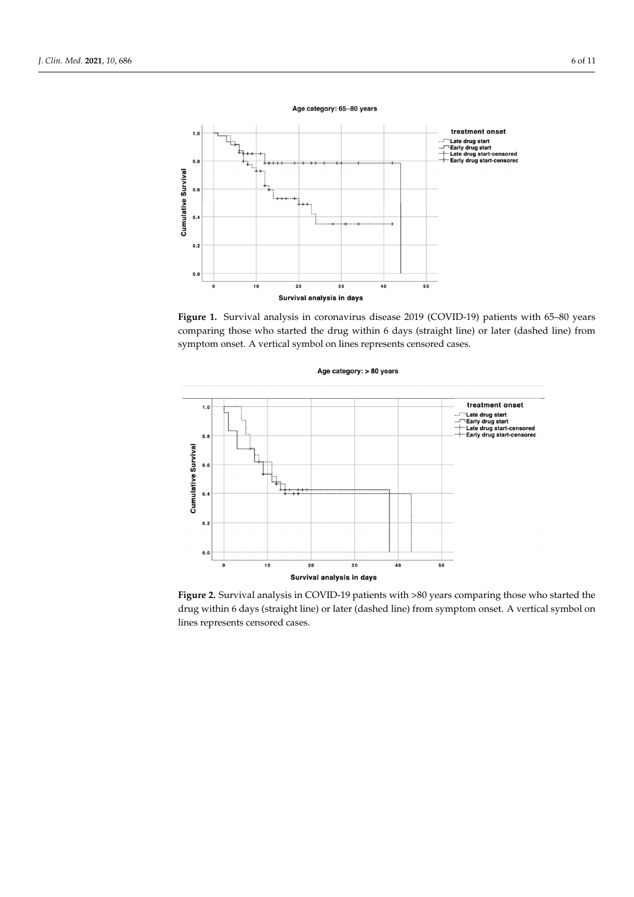**Figure 1.** Survival analysis in coronavirus disease 2019 (COVID-19) patients with 65–80 years comparing those who started the drug within 6 days (straight line) or later (dashed line) from symptom onset. A vertical symbol on lines represents censored cases.

**Figure 2.** Survival analysis in COVID-19 patients with >80 years comparing those who started the drug within 6 days (straight line) or later (dashed line) from symptom onset. A vertical symbol on lines represents censored cases.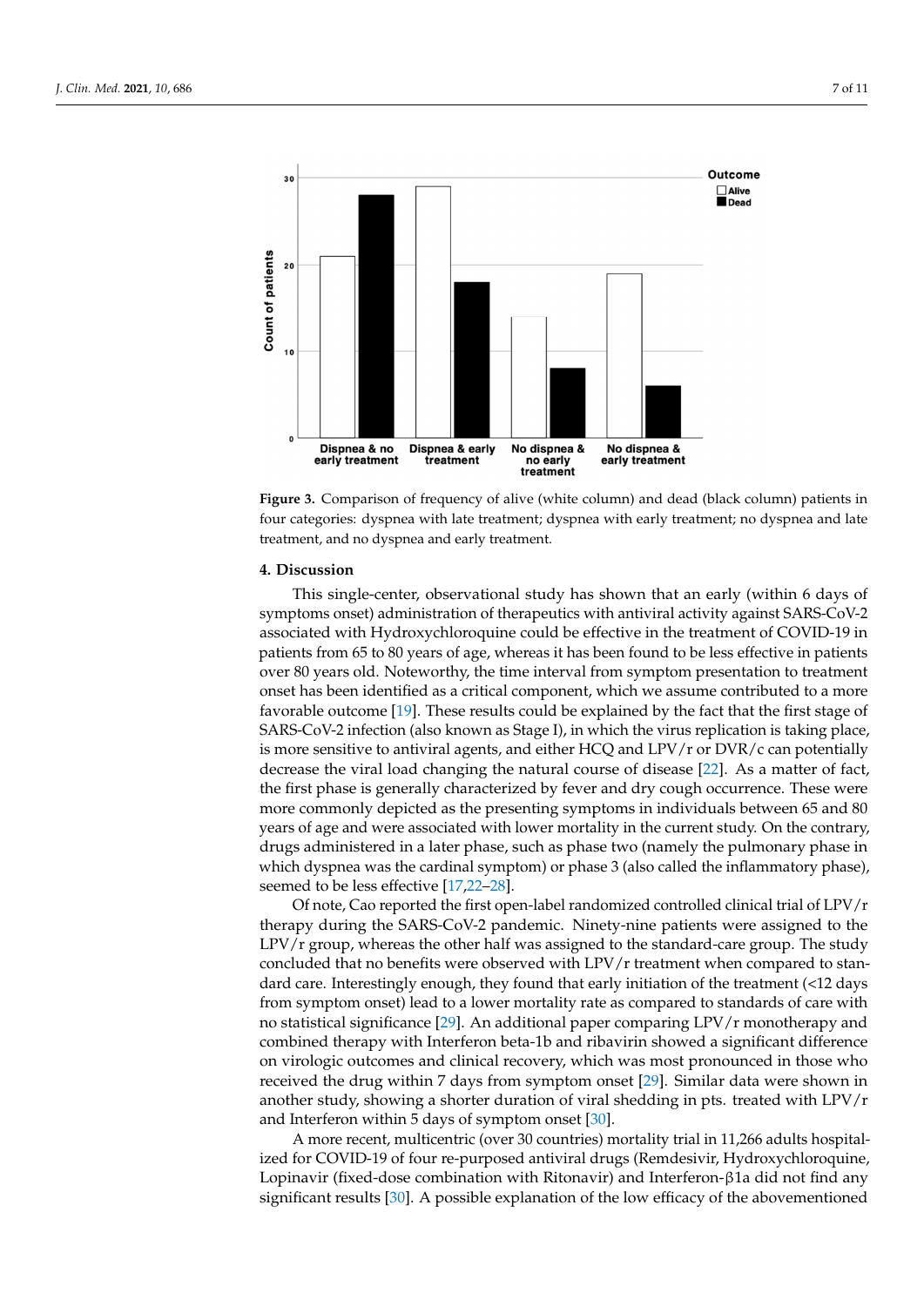Figure 3. Comparison of frequency of alive (white column) and dead (black column) patients in four categories: dyspnea with late treatment; dyspnea with early treatment; no dyspnea and late treatment, and no dyspnea and early treatment.

## 4. Discussion

This single-center, observational study has shown that an early (within 6 days of symptoms onset) administration of therapeutics with antiviral activity against SARS-CoV-2 associated with Hydroxychloroquine could be effective in the treatment of COVID-19 in patients from 65 to 80 years of age, whereas it has been found to be less effective in patients over 80 years old. Noteworthy, the time interval from symptom presentation to treatment onset has been identified as a critical component, which we assume contributed to a more favorable outcome [19]. These results could be explained by the fact that the first stage of SARS-CoV-2 infection (also known as Stage I), in which the virus replication is taking place, is more sensitive to antiviral agents, and either HCQ and LPV/r or DVR/c can potentially decrease the viral load changing the natural course of disease [22]. As a matter of fact, the first phase is generally characterized by fever and dry cough occurrence. These were more commonly depicted as the presenting symptoms in individuals between 65 and 80 years of age and were associated with lower mortality in the current study. On the contrary, drugs administered in a later phase, such as phase two (namely the pulmonary phase in which dyspnea was the cardinal symptom) or phase 3 (also called the inflammatory phase), seemed to be less effective [17,22–28].

Of note, Cao reported the first open-label randomized controlled clinical trial of LPV/r therapy during the SARS-CoV-2 pandemic. Ninety-nine patients were assigned to the LPV/r group, whereas the other half was assigned to the standard-care group. The study concluded that no benefits were observed with LPV/r treatment when compared to standard care. Interestingly enough, they found that early initiation of the treatment (<12 days from symptom onset) lead to a lower mortality rate as compared to standards of care with no statistical significance [29]. An additional paper comparing LPV/r monotherapy and combined therapy with Interferon beta-1b and ribavirin showed a significant difference on virologic outcomes and clinical recovery, which was most pronounced in those who received the drug within 7 days from symptom onset [29]. Similar data were shown in another study, showing a shorter duration of viral shedding in pts. treated with LPV/r and Interferon within 5 days of symptom onset [30].

A more recent, multicentric (over 30 countries) mortality trial in 11,266 adults hospitalized for COVID-19 of four re-purposed antiviral drugs (Remdesivir, Hydroxychloroquine, Lopinavir (fixed-dose combination with Ritonavir) and Interferon-β1a did not find any significant results [30]. A possible explanation of the low efficacy of the abovementioned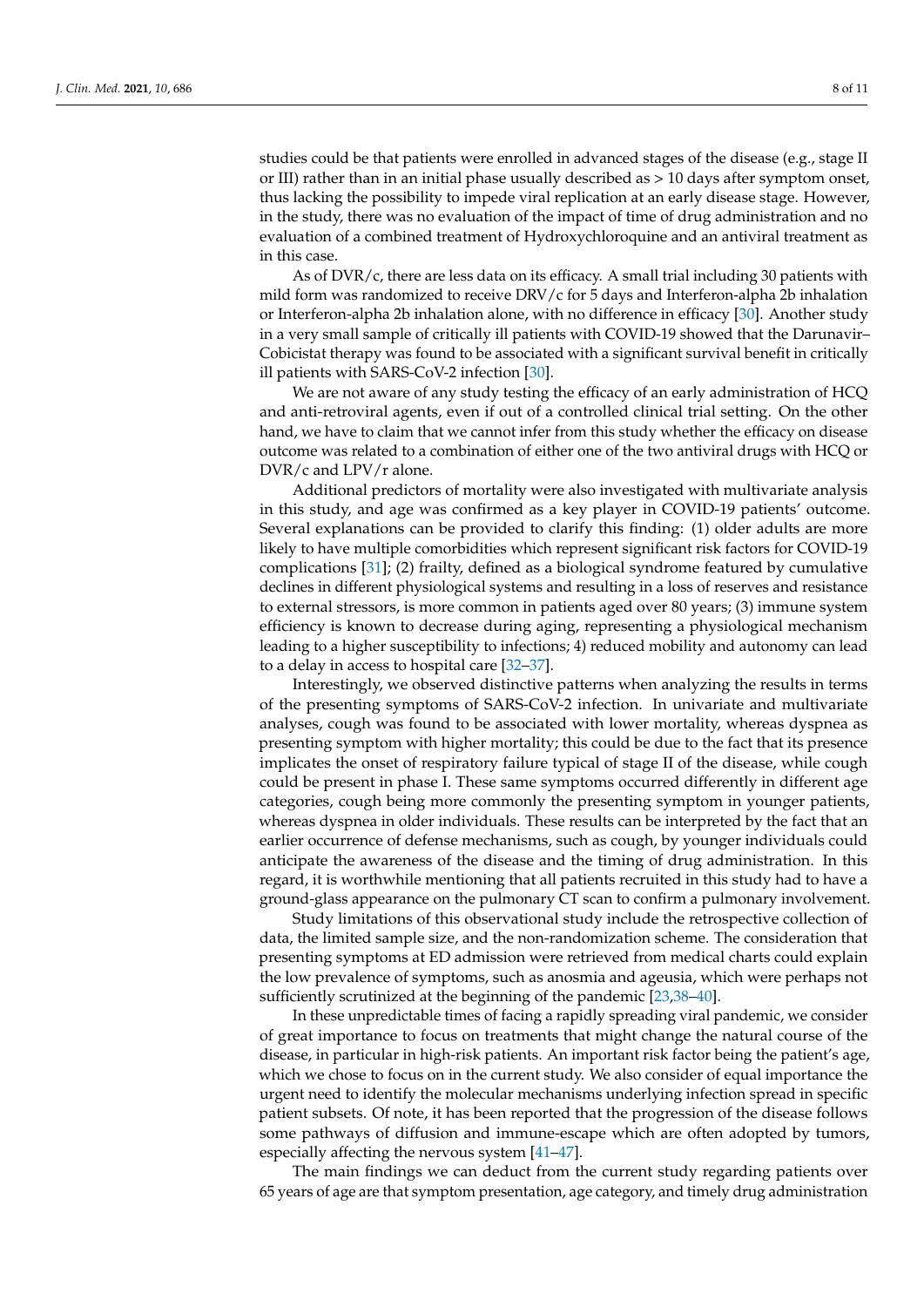studies could be that patients were enrolled in advanced stages of the disease (e.g., stage II or III) rather than in an initial phase usually described as > 10 days after symptom onset, thus lacking the possibility to impede viral replication at an early disease stage. However, in the study, there was no evaluation of the impact of time of drug administration and no evaluation of a combined treatment of Hydroxychloroquine and an antiviral treatment as in this case.

As of DVR/c, there are less data on its efficacy. A small trial including 30 patients with mild form was randomized to receive DRV/c for 5 days and Interferon-alpha 2b inhalation or Interferon-alpha 2b inhalation alone, with no difference in efficacy [30]. Another study in a very small sample of critically ill patients with COVID-19 showed that the Darunavir–Cobicistat therapy was found to be associated with a significant survival benefit in critically ill patients with SARS-CoV-2 infection [30].

We are not aware of any study testing the efficacy of an early administration of HCQ and anti-retroviral agents, even if out of a controlled clinical trial setting. On the other hand, we have to claim that we cannot infer from this study whether the efficacy on disease outcome was related to a combination of either one of the two antiviral drugs with HCQ or DVR/c and LPV/r alone.

Additional predictors of mortality were also investigated with multivariate analysis in this study, and age was confirmed as a key player in COVID-19 patients' outcome. Several explanations can be provided to clarify this finding: (1) older adults are more likely to have multiple comorbidities which represent significant risk factors for COVID-19 complications [31]; (2) frailty, defined as a biological syndrome featured by cumulative declines in different physiological systems and resulting in a loss of reserves and resistance to external stressors, is more common in patients aged over 80 years; (3) immune system efficiency is known to decrease during aging, representing a physiological mechanism leading to a higher susceptibility to infections; 4) reduced mobility and autonomy can lead to a delay in access to hospital care [32–37].

Interestingly, we observed distinctive patterns when analyzing the results in terms of the presenting symptoms of SARS-CoV-2 infection. In univariate and multivariate analyses, cough was found to be associated with lower mortality, whereas dyspnea as presenting symptom with higher mortality; this could be due to the fact that its presence implicates the onset of respiratory failure typical of stage II of the disease, while cough could be present in phase I. These same symptoms occurred differently in different age categories, cough being more commonly the presenting symptom in younger patients, whereas dyspnea in older individuals. These results can be interpreted by the fact that an earlier occurrence of defense mechanisms, such as cough, by younger individuals could anticipate the awareness of the disease and the timing of drug administration. In this regard, it is worthwhile mentioning that all patients recruited in this study had to have a ground-glass appearance on the pulmonary CT scan to confirm a pulmonary involvement.

Study limitations of this observational study include the retrospective collection of data, the limited sample size, and the non-randomization scheme. The consideration that presenting symptoms at ED admission were retrieved from medical charts could explain the low prevalence of symptoms, such as anosmia and ageusia, which were perhaps not sufficiently scrutinized at the beginning of the pandemic [23,38–40].

In these unpredictable times of facing a rapidly spreading viral pandemic, we consider of great importance to focus on treatments that might change the natural course of the disease, in particular in high-risk patients. An important risk factor being the patient's age, which we chose to focus on in the current study. We also consider of equal importance the urgent need to identify the molecular mechanisms underlying infection spread in specific patient subsets. Of note, it has been reported that the progression of the disease follows some pathways of diffusion and immune-escape which are often adopted by tumors, especially affecting the nervous system [41–47].

The main findings we can deduct from the current study regarding patients over 65 years of age are that symptom presentation, age category, and timely drug administration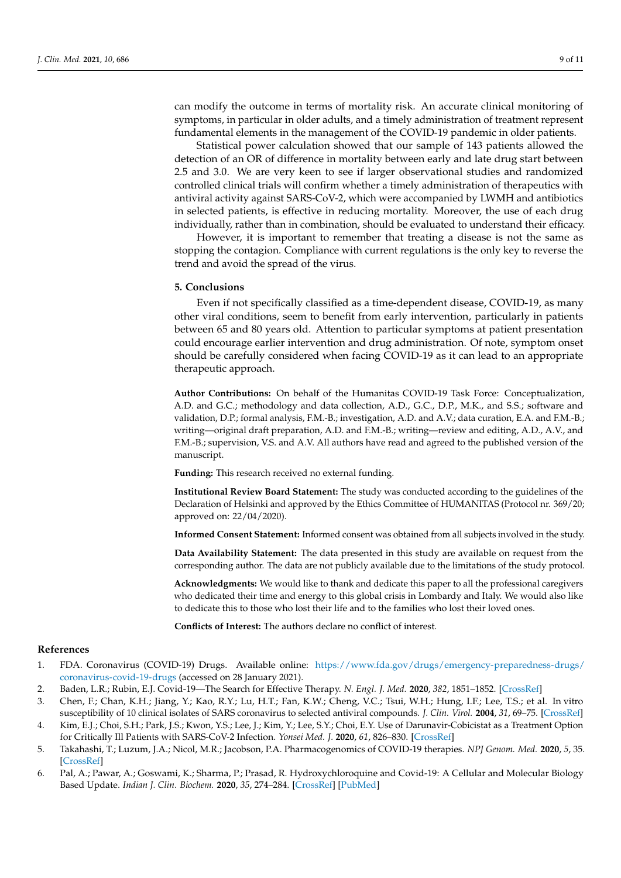can modify the outcome in terms of mortality risk. An accurate clinical monitoring of symptoms, in particular in older adults, and a timely administration of treatment represent fundamental elements in the management of the COVID-19 pandemic in older patients.

Statistical power calculation showed that our sample of 143 patients allowed the detection of an OR of difference in mortality between early and late drug start between 2.5 and 3.0. We are very keen to see if larger observational studies and randomized controlled clinical trials will confirm whether a timely administration of therapeutics with antiviral activity against SARS-CoV-2, which were accompanied by LWMH and antibiotics in selected patients, is effective in reducing mortality. Moreover, the use of each drug individually, rather than in combination, should be evaluated to understand their efficacy.

However, it is important to remember that treating a disease is not the same as stopping the contagion. Compliance with current regulations is the only key to reverse the trend and avoid the spread of the virus.

## 5. Conclusions

Even if not specifically classified as a time-dependent disease, COVID-19, as many other viral conditions, seem to benefit from early intervention, particularly in patients between 65 and 80 years old. Attention to particular symptoms at patient presentation could encourage earlier intervention and drug administration. Of note, symptom onset should be carefully considered when facing COVID-19 as it can lead to an appropriate therapeutic approach.

**Author Contributions:** On behalf of the Humanitas COVID-19 Task Force: Conceptualization, A.D. and G.C.; methodology and data collection, A.D., G.C., D.P., M.K., and S.S.; software and validation, D.P.; formal analysis, F.M.-B.; investigation, A.D. and A.V.; data curation, E.A. and F.M.-B.; writing—original draft preparation, A.D. and F.M.-B.; writing—review and editing, A.D., A.V., and F.M.-B.; supervision, V.S. and A.V. All authors have read and agreed to the published version of the manuscript.

**Funding:** This research received no external funding.

**Institutional Review Board Statement:** The study was conducted according to the guidelines of the Declaration of Helsinki and approved by the Ethics Committee of HUMANITAS (Protocol nr. 369/20; approved on: 22/04/2020).

**Informed Consent Statement:** Informed consent was obtained from all subjects involved in the study.

**Data Availability Statement:** The data presented in this study are available on request from the corresponding author. The data are not publicly available due to the limitations of the study protocol.

**Acknowledgments:** We would like to thank and dedicate this paper to all the professional caregivers who dedicated their time and energy to this global crisis in Lombardy and Italy. We would also like to dedicate this to those who lost their life and to the families who lost their loved ones.

**Conflicts of Interest:** The authors declare no conflict of interest.

## References

1. FDA. Coronavirus (COVID-19) Drugs. Available online: https://www.fda.gov/drugs/emergency-preparedness-drugs/coronavirus-covid-19-drugs (accessed on 28 January 2021).
2. Baden, L.R.; Rubin, E.J. Covid-19—The Search for Effective Therapy. *N. Engl. J. Med.* **2020**, *382*, 1851–1852. [CrossRef]
3. Chen, F.; Chan, K.H.; Jiang, Y.; Kao, R.Y.; Lu, H.T.; Fan, K.W.; Cheng, V.C.; Tsui, W.H.; Hung, I.F.; Lee, T.S.; et al. In vitro susceptibility of 10 clinical isolates of SARS coronavirus to selected antiviral compounds. *J. Clin. Virol.* **2004**, *31*, 69–75. [CrossRef]
4. Kim, E.J.; Choi, S.H.; Park, J.S.; Kwon, Y.S.; Lee, J.; Kim, Y.; Lee, S.Y.; Choi, E.Y. Use of Darunavir-Cobicistat as a Treatment Option for Critically Ill Patients with SARS-CoV-2 Infection. *Yonsei Med. J.* **2020**, *61*, 826–830. [CrossRef]
5. Takahashi, T.; Luzum, J.A.; Nicol, M.R.; Jacobson, P.A. Pharmacogenomics of COVID-19 therapies. *NPJ Genom. Med.* **2020**, *5*, 35. [CrossRef]
6. Pal, A.; Pawar, A.; Goswami, K.; Sharma, P.; Prasad, R. Hydroxychloroquine and Covid-19: A Cellular and Molecular Biology Based Update. *Indian J. Clin. Biochem.* **2020**, *35*, 274–284. [CrossRef] [PubMed]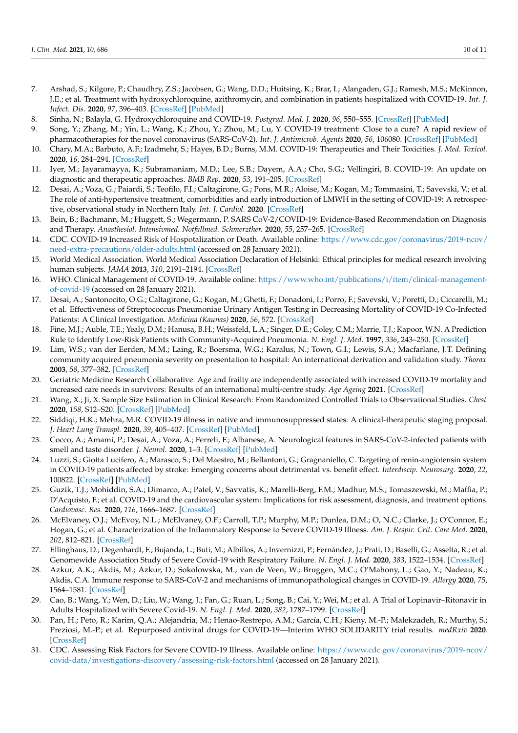7. Arshad, S.; Kilgore, P.; Chaudhry, Z.S.; Jacobsen, G.; Wang, D.D.; Huitsing, K.; Brar, I.; Alangaden, G.J.; Ramesh, M.S.; McKinnon, J.E.; et al. Treatment with hydroxychloroquine, azithromycin, and combination in patients hospitalized with COVID-19. *Int. J. Infect. Dis.* **2020**, *97*, 396–403. [CrossRef] [PubMed]
8. Sinha, N.; Balayla, G. Hydroxychloroquine and COVID-19. *Postgrad. Med. J.* **2020**, *96*, 550–555. [CrossRef] [PubMed]
9. Song, Y.; Zhang, M.; Yin, L.; Wang, K.; Zhou, Y.; Zhou, M.; Lu, Y. COVID-19 treatment: Close to a cure? A rapid review of pharmacotherapies for the novel coronavirus (SARS-CoV-2). *Int. J. Antimicrob. Agents* **2020**, *56*, 106080. [CrossRef] [PubMed]
10. Chary, M.A.; Barbuto, A.F.; Izadmehr, S.; Hayes, B.D.; Burns, M.M. COVID-19: Therapeutics and Their Toxicities. *J. Med. Toxicol.* **2020**, *16*, 284–294. [CrossRef]
11. Iyer, M.; Jayaramayya, K.; Subramaniam, M.D.; Lee, S.B.; Dayem, A.A.; Cho, S.G.; Vellingiri, B. COVID-19: An update on diagnostic and therapeutic approaches. *BMB Rep.* **2020**, *53*, 191–205. [CrossRef]
12. Desai, A.; Voza, G.; Paiardi, S.; Teofilo, F.I.; Caltagirone, G.; Pons, M.R.; Aloise, M.; Kogan, M.; Tommasini, T.; Savevski, V.; et al. The role of anti-hypertensive treatment, comorbidities and early introduction of LMWH in the setting of COVID-19: A retrospective, observational study in Northern Italy. *Int. J. Cardiol.* **2020**. [CrossRef]
13. Bein, B.; Bachmann, M.; Huggett, S.; Wegermann, P. SARS CoV-2/COVID-19: Evidence-Based Recommendation on Diagnosis and Therapy. *Anasthesiol. Intensivmed. Notfallmed. Schmerzther.* **2020**, *55*, 257–265. [CrossRef]
14. CDC. COVID-19 Increased Risk of Hospotalization or Death. Available online: https://www.cdc.gov/coronavirus/2019-ncov/need-extra-precautions/older-adults.html (accessed on 28 January 2021).
15. World Medical Association. World Medical Association Declaration of Helsinki: Ethical principles for medical research involving human subjects. *JAMA* **2013**, *310*, 2191–2194. [CrossRef]
16. WHO. Clinical Management of COVID-19. Available online: https://www.who.int/publications/i/item/clinical-management-of-covid-19 (accessed on 28 January 2021).
17. Desai, A.; Santonocito, O.G.; Caltagirone, G.; Kogan, M.; Ghetti, F.; Donadoni, I.; Porro, F.; Savevski, V.; Poretti, D.; Ciccarelli, M.; et al. Effectiveness of Streptococcus Pneumoniae Urinary Antigen Testing in Decreasing Mortality of COVID-19 Co-Infected Patients: A Clinical Investigation. *Medicina (Kaunas)* **2020**, *56*, 572. [CrossRef]
18. Fine, M.J.; Auble, T.E.; Yealy, D.M.; Hanusa, B.H.; Weissfeld, L.A.; Singer, D.E.; Coley, C.M.; Marrie, T.J.; Kapoor, W.N. A Prediction Rule to Identify Low-Risk Patients with Community-Acquired Pneumonia. *N. Engl. J. Med.* **1997**, *336*, 243–250. [CrossRef]
19. Lim, W.S.; van der Eerden, M.M.; Laing, R.; Boersma, W.G.; Karalus, N.; Town, G.I.; Lewis, S.A.; Macfarlane, J.T. Defining community acquired pneumonia severity on presentation to hospital: An international derivation and validation study. *Thorax* **2003**, *58*, 377–382. [CrossRef]
20. Geriatric Medicine Research Collaborative. Age and frailty are independently associated with increased COVID-19 mortality and increased care needs in survivors: Results of an international multi-centre study. *Age Ageing* **2021**. [CrossRef]
21. Wang, X.; Ji, X. Sample Size Estimation in Clinical Research: From Randomized Controlled Trials to Observational Studies. *Chest* **2020**, *158*, S12–S20. [CrossRef] [PubMed]
22. Siddiqi, H.K.; Mehra, M.R. COVID-19 illness in native and immunosuppressed states: A clinical-therapeutic staging proposal. *J. Heart Lung Transpl.* **2020**, *39*, 405–407. [CrossRef] [PubMed]
23. Cocco, A.; Amami, P.; Desai, A.; Voza, A.; Ferreli, F.; Albanese, A. Neurological features in SARS-CoV-2-infected patients with smell and taste disorder. *J. Neurol.* **2020**, 1–3. [CrossRef] [PubMed]
24. Luzzi, S.; Giotta Lucifero, A.; Marasco, S.; Del Maestro, M.; Bellantoni, G.; Gragnaniello, C. Targeting of renin-angiotensin system in COVID-19 patients affected by stroke: Emerging concerns about detrimental vs. benefit effect. *Interdiscip. Neurosurg.* **2020**, *22*, 100822. [CrossRef] [PubMed]
25. Guzik, T.J.; Mohiddin, S.A.; Dimarco, A.; Patel, V.; Savvatis, K.; Marelli-Berg, F.M.; Madhur, M.S.; Tomaszewski, M.; Maffia, P.; D'Acquisto, F.; et al. COVID-19 and the cardiovascular system: Implications for risk assessment, diagnosis, and treatment options. *Cardiovasc. Res.* **2020**, *116*, 1666–1687. [CrossRef]
26. McElvaney, O.J.; McEvoy, N.L.; McElvaney, O.F.; Carroll, T.P.; Murphy, M.P.; Dunlea, D.M.; O, N.C.; Clarke, J.; O'Connor, E.; Hogan, G.; et al. Characterization of the Inflammatory Response to Severe COVID-19 Illness. *Am. J. Respir. Crit. Care Med.* **2020**, *202*, 812–821. [CrossRef]
27. Ellinghaus, D.; Degenhardt, F.; Bujanda, L.; Buti, M.; Albillos, A.; Invernizzi, P.; Fernández, J.; Prati, D.; Baselli, G.; Asselta, R.; et al. Genomewide Association Study of Severe Covid-19 with Respiratory Failure. *N. Engl. J. Med.* **2020**, *383*, 1522–1534. [CrossRef]
28. Azkur, A.K.; Akdis, M.; Azkur, D.; Sokolowska, M.; van de Veen, W.; Bruggen, M.C.; O'Mahony, L.; Gao, Y.; Nadeau, K.; Akdis, C.A. Immune response to SARS-CoV-2 and mechanisms of immunopathological changes in COVID-19. *Allergy* **2020**, *75*, 1564–1581. [CrossRef]
29. Cao, B.; Wang, Y.; Wen, D.; Liu, W.; Wang, J.; Fan, G.; Ruan, L.; Song, B.; Cai, Y.; Wei, M.; et al. A Trial of Lopinavir–Ritonavir in Adults Hospitalized with Severe Covid-19. *N. Engl. J. Med.* **2020**, *382*, 1787–1799. [CrossRef]
30. Pan, H.; Peto, R.; Karim, Q.A.; Alejandria, M.; Henao-Restrepo, A.M.; García, C.H.; Kieny, M.-P.; Malekzadeh, R.; Murthy, S.; Preziosi, M.-P.; et al. Repurposed antiviral drugs for COVID-19—Interim WHO SOLIDARITY trial results. *medRxiv* **2020**. [CrossRef]
31. CDC. Assessing Risk Factors for Severe COVID-19 Illness. Available online: https://www.cdc.gov/coronavirus/2019-ncov/covid-data/investigations-discovery/assessing-risk-factors.html (accessed on 28 January 2021).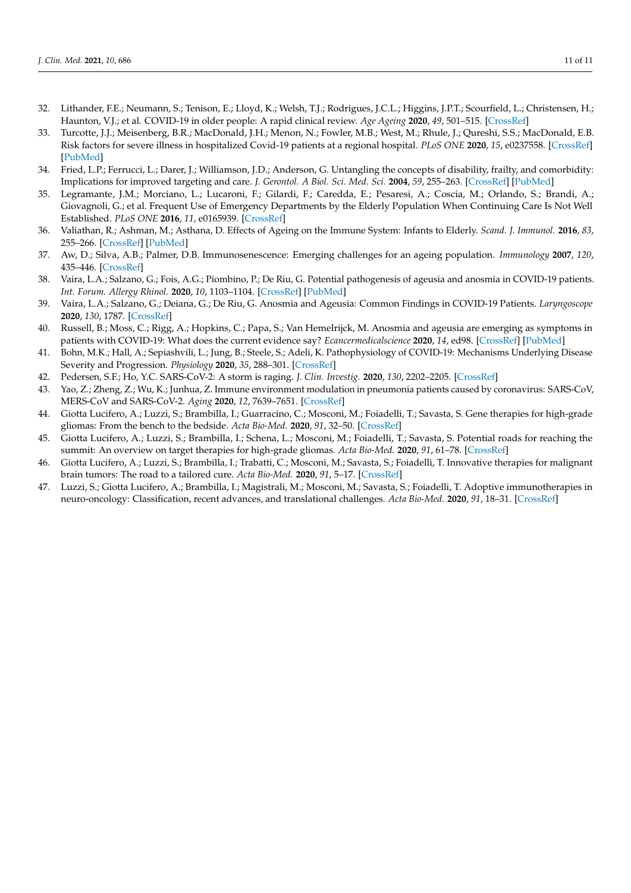32. Lithander, F.E.; Neumann, S.; Tenison, E.; Lloyd, K.; Welsh, T.J.; Rodrigues, J.C.L.; Higgins, J.P.T.; Scourfield, L.; Christensen, H.; Haunton, V.J.; et al. COVID-19 in older people: A rapid clinical review. *Age Ageing* **2020**, *49*, 501–515. [CrossRef]
33. Turcotte, J.J.; Meisenberg, B.R.; MacDonald, J.H.; Menon, N.; Fowler, M.B.; West, M.; Rhule, J.; Qureshi, S.S.; MacDonald, E.B. Risk factors for severe illness in hospitalized Covid-19 patients at a regional hospital. *PLoS ONE* **2020**, *15*, e0237558. [CrossRef] [PubMed]
34. Fried, L.P.; Ferrucci, L.; Darer, J.; Williamson, J.D.; Anderson, G. Untangling the concepts of disability, frailty, and comorbidity: Implications for improved targeting and care. *J. Gerontol. A Biol. Sci. Med. Sci.* **2004**, *59*, 255–263. [CrossRef] [PubMed]
35. Legramante, J.M.; Morciano, L.; Lucaroni, F.; Gilardi, F.; Caredda, E.; Pesaresi, A.; Coscia, M.; Orlando, S.; Brandi, A.; Giovagnoli, G.; et al. Frequent Use of Emergency Departments by the Elderly Population When Continuing Care Is Not Well Established. *PLoS ONE* **2016**, *11*, e0165939. [CrossRef]
36. Valiathan, R.; Ashman, M.; Asthana, D. Effects of Ageing on the Immune System: Infants to Elderly. *Scand. J. Immunol.* **2016**, *83*, 255–266. [CrossRef] [PubMed]
37. Aw, D.; Silva, A.B.; Palmer, D.B. Immunosenescence: Emerging challenges for an ageing population. *Immunology* **2007**, *120*, 435–446. [CrossRef]
38. Vaira, L.A.; Salzano, G.; Fois, A.G.; Piombino, P.; De Riu, G. Potential pathogenesis of ageusia and anosmia in COVID-19 patients. *Int. Forum. Allergy Rhinol.* **2020**, *10*, 1103–1104. [CrossRef] [PubMed]
39. Vaira, L.A.; Salzano, G.; Deiana, G.; De Riu, G. Anosmia and Ageusia: Common Findings in COVID-19 Patients. *Laryngoscope* **2020**, *130*, 1787. [CrossRef]
40. Russell, B.; Moss, C.; Rigg, A.; Hopkins, C.; Papa, S.; Van Hemelrijck, M. Anosmia and ageusia are emerging as symptoms in patients with COVID-19: What does the current evidence say? *Ecancermedicalscience* **2020**, *14*, ed98. [CrossRef] [PubMed]
41. Bohn, M.K.; Hall, A.; Sepiashvili, L.; Jung, B.; Steele, S.; Adeli, K. Pathophysiology of COVID-19: Mechanisms Underlying Disease Severity and Progression. *Physiology* **2020**, *35*, 288–301. [CrossRef]
42. Pedersen, S.F.; Ho, Y.C. SARS-CoV-2: A storm is raging. *J. Clin. Investig.* **2020**, *130*, 2202–2205. [CrossRef]
43. Yao, Z.; Zheng, Z.; Wu, K.; Junhua, Z. Immune environment modulation in pneumonia patients caused by coronavirus: SARS-CoV, MERS-CoV and SARS-CoV-2. *Aging* **2020**, *12*, 7639–7651. [CrossRef]
44. Giotta Lucifero, A.; Luzzi, S.; Brambilla, I.; Guarracino, C.; Mosconi, M.; Foiadelli, T.; Savasta, S. Gene therapies for high-grade gliomas: From the bench to the bedside. *Acta Bio-Med.* **2020**, *91*, 32–50. [CrossRef]
45. Giotta Lucifero, A.; Luzzi, S.; Brambilla, I.; Schena, L.; Mosconi, M.; Foiadelli, T.; Savasta, S. Potential roads for reaching the summit: An overview on target therapies for high-grade gliomas. *Acta Bio-Med.* **2020**, *91*, 61–78. [CrossRef]
46. Giotta Lucifero, A.; Luzzi, S.; Brambilla, I.; Trabatti, C.; Mosconi, M.; Savasta, S.; Foiadelli, T. Innovative therapies for malignant brain tumors: The road to a tailored cure. *Acta Bio-Med.* **2020**, *91*, 5–17. [CrossRef]
47. Luzzi, S.; Giotta Lucifero, A.; Brambilla, I.; Magistrali, M.; Mosconi, M.; Savasta, S.; Foiadelli, T. Adoptive immunotherapies in neuro-oncology: Classification, recent advances, and translational challenges. *Acta Bio-Med.* **2020**, *91*, 18–31. [CrossRef]